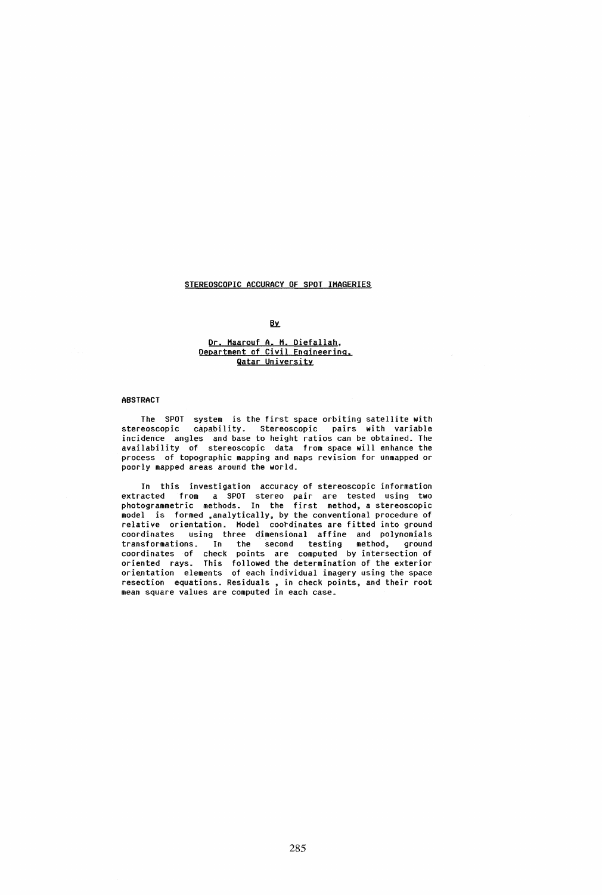# STEREOSCOPIC ACCURACY OF SPOT IMAGERIES

By

Dr. Maarouf A. M. Diefallah,
Department of Civil Engineering,
Qatar University

## ABSTRACT

The SPOT system is the first space orbiting satellite with stereoscopic capability. Stereoscopic pairs with variable incidence angles and base to height ratios can be obtained. The availability of stereoscopic data from space will enhance the process of topographic mapping and maps revision for unmapped or poorly mapped areas around the world.

In this investigation accuracy of stereoscopic information extracted from a SPOT stereo pair are tested using two photogrammetric methods. In the first method, a stereoscopic model is formed ,analytically, by the conventional procedure of relative orientation. Model coordinates are fitted into ground coordinates using three dimensional affine and polynomials transformations. In the second testing method, ground coordinates of check points are computed by intersection of oriented rays. This followed the determination of the exterior orientation elements of each individual imagery using the space resection equations. Residuals , in check points, and their root mean square values are computed in each case.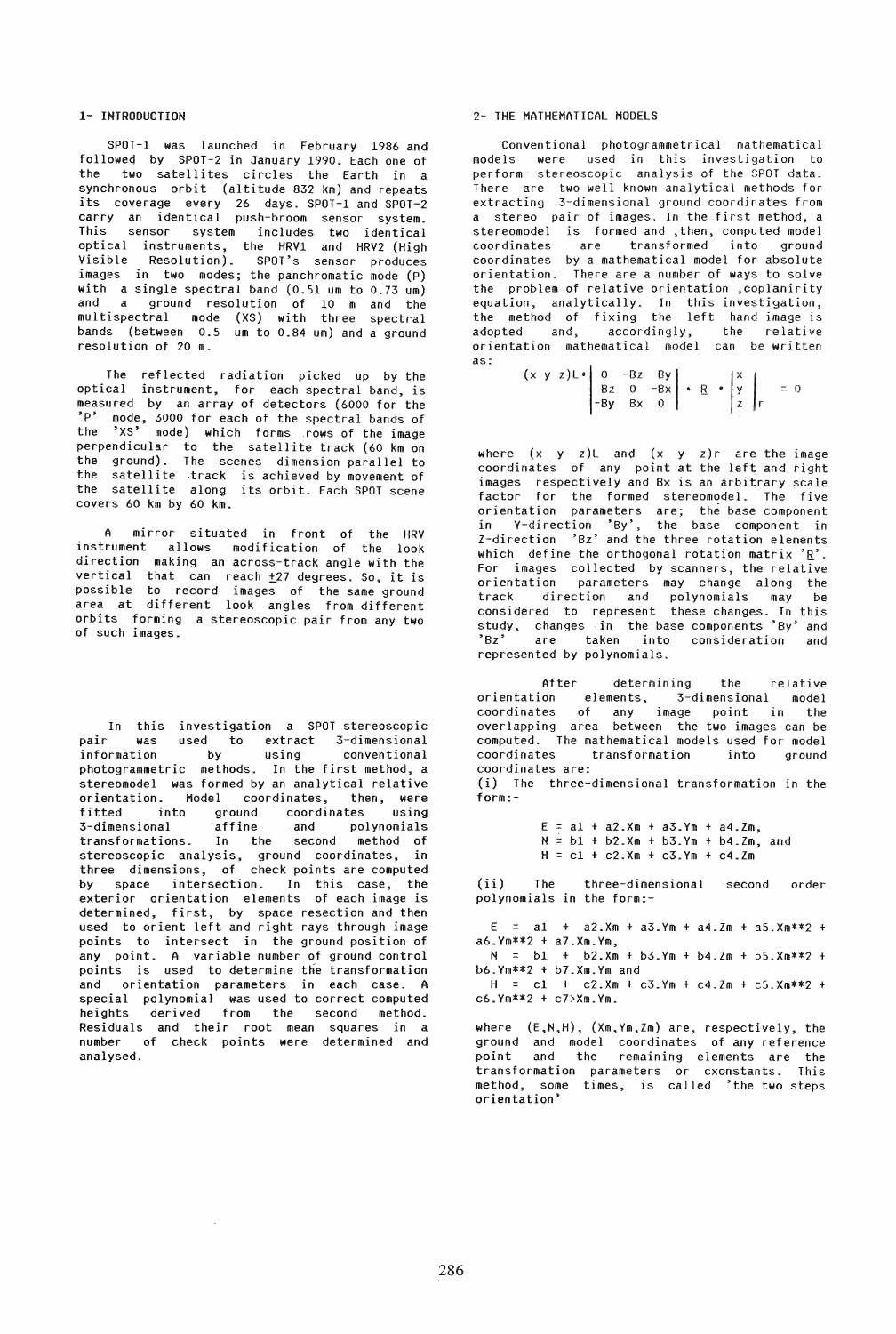## 1- INTRODUCTION

SPOT-1 was launched in February 1986 and followed by SPOT-2 in January 1990. Each one of the two satellites circles the Earth in a synchronous orbit (altitude 832 km) and repeats its coverage every 26 days. SPOT-1 and SPOT-2 carry an identical push-broom sensor system. This sensor system includes two identical optical instruments, the HRV1 and HRV2 (High Visible Resolution). SPOT's sensor produces images in two modes; the panchromatic mode (P) with a single spectral band (0.51 um to 0.73 um) and a ground resolution of 10 m and the multispectral mode (XS) with three spectral bands (between 0.5 um to 0.84 um) and a ground resolution of 20 m.

The reflected radiation picked up by the optical instrument, for each spectral band, is measured by an array of detectors (6000 for the 'P' mode, 3000 for each of the spectral bands of the 'XS' mode) which forms rows of the image perpendicular to the satellite track (60 km on the ground). The scenes dimension parallel to the satellite track is achieved by movement of the satellite along its orbit. Each SPOT scene covers 60 km by 60 km.

A mirror situated in front of the HRV instrument allows modification of the look direction making an across-track angle with the vertical that can reach ±27 degrees. So, it is possible to record images of the same ground area at different look angles from different orbits forming a stereoscopic pair from any two of such images.

In this investigation a SPOT stereoscopic pair was used to extract 3-dimensional information by using conventional photogrammetric methods. In the first method, a stereomodel was formed by an analytical relative orientation. Model coordinates, then, were fitted into ground coordinates using 3-dimensional affine and polynomials transformations. In the second method of stereoscopic analysis, ground coordinates, in three dimensions, of check points are computed by space intersection. In this case, the exterior orientation elements of each image is determined, first, by space resection and then used to orient left and right rays through image points to intersect in the ground position of any point. A variable number of ground control points is used to determine the transformation and orientation parameters in each case. A special polynomial was used to correct computed heights derived from the second method. Residuals and their root mean squares in a number of check points were determined and analysed.

## 2- THE MATHEMATICAL MODELS

Conventional photogrammetrical mathematical models were used in this investigation to perform stereoscopic analysis of the SPOT data. There are two well known analytical methods for extracting 3-dimensional ground coordinates from a stereo pair of images. In the first method, a stereomodel is formed and ,then, computed model coordinates are transformed into ground coordinates by a mathematical model for absolute orientation. There are a number of ways to solve the problem of relative orientation ,coplanirity equation, analytically. In this investigation, the method of fixing the left hand image is adopted and, accordingly, the relative orientation mathematical model can be written as:

$$(x\ y\ z)_L \cdot \begin{vmatrix} 0 & -Bz & By \\ Bz & 0 & -Bx \\ -By & Bx & 0 \end{vmatrix} \cdot \underline{R} \cdot \begin{vmatrix} x \\ y \\ z \end{vmatrix}_r = 0$$

where $(x\ y\ z)_L$ and $(x\ y\ z)_r$ are the image coordinates of any point at the left and right images respectively and Bx is an arbitrary scale factor for the formed stereomodel. The five orientation parameters are; the base component in Y-direction 'By', the base component in Z-direction 'Bz' and the three rotation elements which define the orthogonal rotation matrix '$\underline{R}$'. For images collected by scanners, the relative orientation parameters may change along the track direction and polynomials may be considered to represent these changes. In this study, changes in the base components 'By' and 'Bz' are taken into consideration and represented by polynomials.

After determining the relative orientation elements, 3-dimensional model coordinates of any image point in the overlapping area between the two images can be computed. The mathematical models used for model coordinates transformation into ground coordinates are:

(i) The three-dimensional transformation in the form:-

$$E = a1 + a2.Xm + a3.Ym + a4.Zm,$$
$$N = b1 + b2.Xm + b3.Ym + b4.Zm, \text{ and}$$
$$H = c1 + c2.Xm + c3.Ym + c4.Zm$$

(ii) The three-dimensional second order polynomials in the form:-

$$E = a1 + a2.Xm + a3.Ym + a4.Zm + a5.Xm^{2} + a6.Ym^{2} + a7.Xm.Ym,$$
$$N = b1 + b2.Xm + b3.Ym + b4.Zm + b5.Xm^{2} + b6.Ym^{2} + b7.Xm.Ym \text{ and}$$
$$H = c1 + c2.Xm + c3.Ym + c4.Zm + c5.Xm^{2} + c6.Ym^{2} + c7 \times Xm.Ym.$$

where (E,N,H), (Xm,Ym,Zm) are, respectively, the ground and model coordinates of any reference point and the remaining elements are the transformation parameters or cxonstants. This method, some times, is called 'the two steps orientation'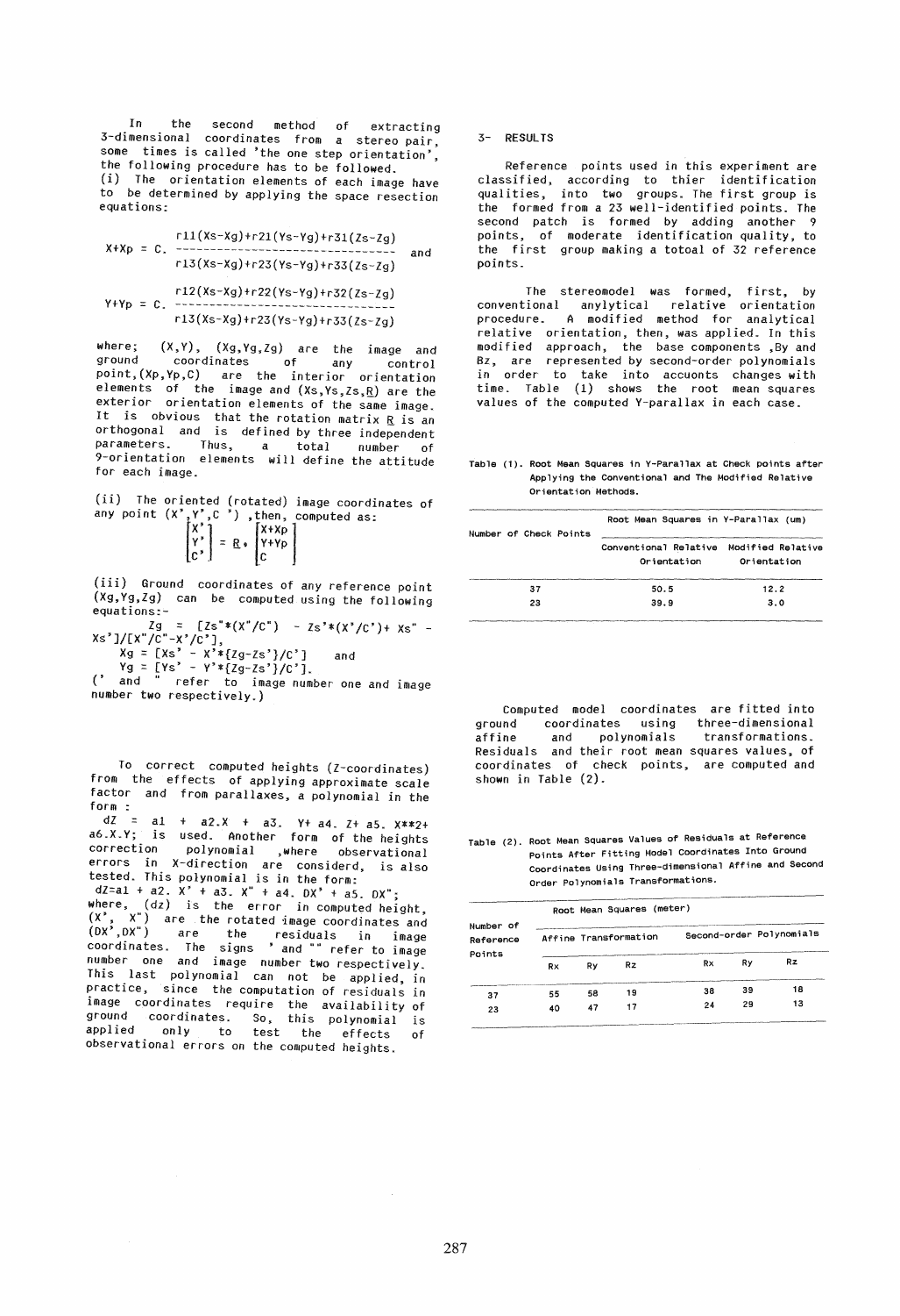In the second method of extracting 3-dimensional coordinates from a stereo pair, some times is called 'the one step orientation', the following procedure has to be followed.

(i) The orientation elements of each image have to be determined by applying the space resection equations:

$$X+Xp = C.\frac{r11(Xs-Xg)+r21(Ys-Yg)+r31(Zs-Zg)}{r13(Xs-Xg)+r23(Ys-Yg)+r33(Zs-Zg)} \quad \text{and}$$

$$Y+Yp = C.\frac{r12(Xs-Xg)+r22(Ys-Yg)+r32(Zs-Zg)}{r13(Xs-Xg)+r23(Ys-Yg)+r33(Zs-Zg)}$$

where; (X,Y), (Xg,Yg,Zg) are the image and ground coordinates of any control point,(Xp,Yp,C) are the interior orientation elements of the image and (Xs,Ys,Zs,$\underline{R}$) are the exterior orientation elements of the same image. It is obvious that the rotation matrix $\underline{R}$ is an orthogonal and is defined by three independent parameters. Thus, a total number of 9-orientation elements will define the attitude for each image.

(ii) The oriented (rotated) image coordinates of any point (X',Y',C ') ,then, computed as:

$$\begin{bmatrix} X' \\ Y' \\ C' \end{bmatrix} = \underline{R} \cdot \begin{bmatrix} X+Xp \\ Y+Yp \\ C \end{bmatrix}$$

(iii) Ground coordinates of any reference point (Xg,Yg,Zg) can be computed using the following equations:-

$Zg = [Zs"*(X"/C") - Zs'*(X'/C')+ Xs" - Xs']/[X"/C"-X'/C']$,

$Xg = [Xs' - X'*\{Zg-Zs'\}/C']$ and

$Yg = [Ys' - Y'*\{Zg-Zs'\}/C']$.

(' and " refer to image number one and image number two respectively.)

To correct computed heights (Z-coordinates) from the effects of applying approximate scale factor and from parallaxes, a polynomial in the form :

$dZ = a1 + a2.X + a3. Y+ a4. Z+ a5. X**2+ a6.X.Y$; is used. Another form of the heights correction polynomial ,where observational errors in X-direction are considerd, is also tested. This polynomial is in the form:

$dZ=a1 + a2. X' + a3. X" + a4. DX' + a5. DX"$;

where, (dz) is the error in computed height, (X', X") are the rotated image coordinates and (DX',DX") are the residuals in image coordinates. The signs ' and "" refer to image number one and image number two respectively. This last polynomial can not be applied, in practice, since the computation of residuals in image coordinates require the availability of ground coordinates. So, this polynomial is applied only to test the effects of observational errors on the computed heights.

## 3- RESULTS

Reference points used in this experiment are classified, according to thier identification qualities, into two groups. The first group is the formed from a 23 well-identified points. The second patch is formed by adding another 9 points, of moderate identification quality, to the first group making a totoal of 32 reference points.

The stereomodel was formed, first, by conventional anylytical relative orientation procedure. A modified method for analytical relative orientation, then, was applied. In this modified approach, the base components ,By and Bz, are represented by second-order polynomials in order to take into accounts changes with time. Table (1) shows the root mean squares values of the computed Y-parallax in each case.

Table (1). Root Mean Squares in Y-Parallax at Check points after Applying the Conventional and The Modified Relative Orientation Methods.

| Number of Check Points | Root Mean Squares in Y-Parallax (um) | |
|---|---|---|
| | Conventional Relative Orientation | Modified Relative Orientation |
| 37 | 50.5 | 12.2 |
| 23 | 39.9 | 3.0 |

Computed model coordinates are fitted into ground coordinates using three-dimensional affine and polynomials transformations. Residuals and their root mean squares values, of coordinates of check points, are computed and shown in Table (2).

Table (2). Root Mean Squares Values of Residuals at Reference Points After Fitting Model Coordinates Into Ground Coordinates Using Three-dimensional Affine and Second Order Polynomials Transformations.

| Number of Reference Points | Root Mean Squares (meter) | | | | | |
|---|---|---|---|---|---|---|
| | Affine Transformation | | | Second-order Polynomials | | |
| | Rx | Ry | Rz | Rx | Ry | Rz |
| 37 | 55 | 58 | 19 | 38 | 39 | 18 |
| 23 | 40 | 47 | 17 | 24 | 29 | 13 |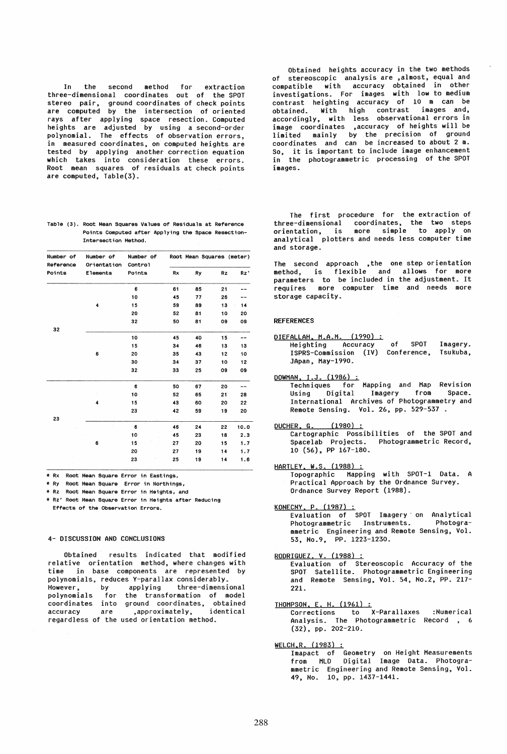In the second method for extraction three-dimensional coordinates out of the SPOT stereo pair, ground coordinates of check points are computed by the intersection of oriented rays after applying space resection. Computed heights are adjusted by using a second-order polynomial. The effects of observation errors, in measured coordinates, on computed heights are tested by applying another correction equation which takes into consideration these errors. Root mean squares of residuals at check points are computed, Table(3).

Table (3). Root Mean Squares Values of Residuals at Reference Points Computed after Applying the Space Resection-Intersection Method.

| Number of Reference Points | Number of Orientation Elements | Number of Control Points | Root Mean Squares (meter) | | | |
|---|---|---|---|---|---|---|
| | | | Rx | Ry | Rz | Rz' |
| 32 | 4 | 6 | 61 | 85 | 21 | -- |
| | | 10 | 45 | 77 | 26 | -- |
| | | 15 | 59 | 89 | 13 | 14 |
| | | 20 | 52 | 81 | 10 | 20 |
| | | 32 | 50 | 81 | 09 | 09 |
| | 6 | 10 | 45 | 40 | 15 | -- |
| | | 15 | 34 | 46 | 13 | 13 |
| | | 20 | 35 | 43 | 12 | 10 |
| | | 30 | 34 | 37 | 10 | 12 |
| | | 32 | 33 | 25 | 09 | 09 |
| 23 | 4 | 6 | 50 | 67 | 20 | -- |
| | | 10 | 52 | 65 | 21 | 28 |
| | | 15 | 43 | 60 | 20 | 22 |
| | | 23 | 42 | 59 | 19 | 20 |
| | 6 | 6 | 46 | 24 | 22 | 10.0 |
| | | 10 | 45 | 23 | 18 | 2.3 |
| | | 15 | 27 | 20 | 15 | 1.7 |
| | | 20 | 27 | 19 | 14 | 1.7 |
| | | 23 | 25 | 19 | 14 | 1.6 |

* Rx Root Mean Square Error in Eastings,
* Ry Root Mean Square Error in Northings,
* Rz Root Mean Square Error in Heights, and
* Rz' Root Mean Square Error in Heights after Reducing Effects of the Observation Errors.

## 4- DISCUSSION AND CONCLUSIONS

Obtained results indicated that modified relative orientation method, where changes with time in base components are represented by polynomials, reduces Y-parallax considerably. However, by applying three-dimensional polynomials for the transformation of model coordinates into ground coordinates, obtained accuracy are ,approximately, identical regardless of the used orientation method.

Obtained heights accuracy in the two methods of stereoscopic analysis are ,almost, equal and compatible with accuracy obtained in other investigations. For images with low to medium contrast heighting accuracy of 10 m can be obtained. With high contrast images and, accordingly, with less observational errors in image coordinates ,accuracy of heights will be limited mainly by the precision of ground coordinates and can be increased to about 2 m. So, it is important to include image enhancement in the photogrammetric processing of the SPOT images.

The first procedure for the extraction of three-dimensional coordinates, the two steps orientation, is more simple to apply on analytical plotters and needs less computer time and storage.

The second approach ,the one step orientation method, is flexible and allows for more parameters to be included in the adjustment. It requires more computer time and needs more storage capacity.

## REFERENCES

DIEFALLAH, M.A.M. (1990) :
Heighting Accuracy of SPOT Imagery. ISPRS-Commission (IV) Conference, Tsukuba, JApan, May-1990.

DOWMAN, I.J. (1986) :
Techniques for Mapping and Map Revision Using Digital Imagery from Space. International Archives of Photogrammetry and Remote Sensing. Vol. 26, pp. 529-537 .

DUCHER, G. (1980) :
Cartographic Possibilities of the SPOT and Spacelab Projects. Photogrammetric Record, 10 (56), PP 167-180.

HARTLEY, W.S. (1988) :
Topographic Mapping with SPOT-1 Data. A Practical Approach by the Ordnance Survey. Ordnance Survey Report (1988).

KONECNY, P. (1987) :
Evaluation of SPOT Imagery on Analytical Photogrammetric Instruments. Photogrammetric Engineering and Remote Sensing, Vol. 53, No.9, PP. 1223-1230.

RODRIGUEZ, V. (1988) :
Evaluation of Stereoscopic Accuracy of the SPOT Satellite. Photogrammetric Engineering and Remote Sensing, Vol. 54, No.2, PP. 217-221.

THOMPSON, E. H. (1961) :
Corrections to X-Parallaxes :Numerical Analysis. The Photogrammetric Record , 6 (32), pp. 202-210.

WELCH,R. (1983) :
Imapact of Geometry on Height Measurements from MLD Digital Image Data. Photogrammetric Engineering and Remote Sensing, Vol. 49, No. 10, pp. 1437-1441.